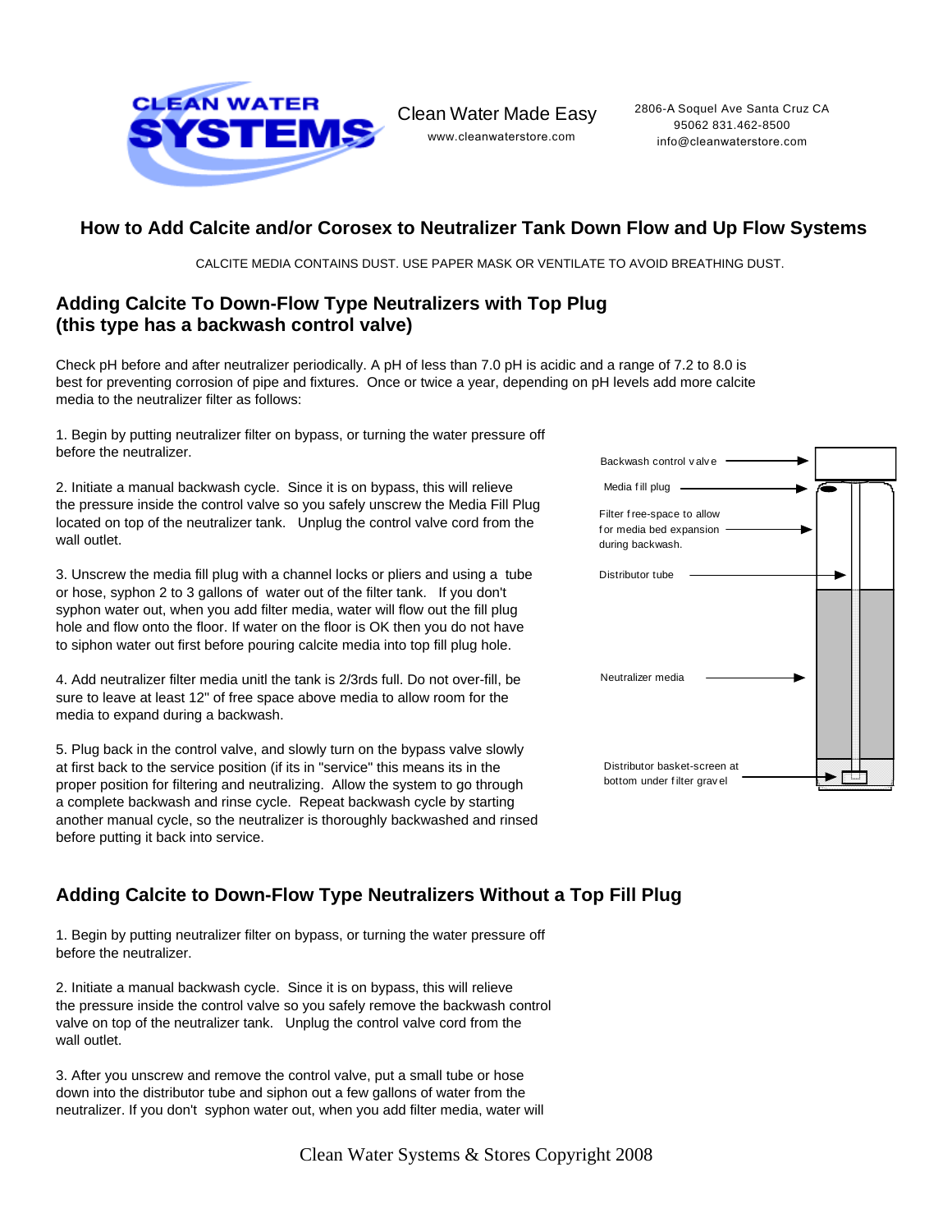CLEAN WATER SYSTEMS

Clean Water Made Easy
www.cleanwaterstore.com

2806-A Soquel Ave Santa Cruz CA 95062 831.462-8500
info@cleanwaterstore.com

# How to Add Calcite and/or Corosex to Neutralizer Tank Down Flow and Up Flow Systems

CALCITE MEDIA CONTAINS DUST. USE PAPER MASK OR VENTILATE TO AVOID BREATHING DUST.

## Adding Calcite To Down-Flow Type Neutralizers with Top Plug (this type has a backwash control valve)

Check pH before and after neutralizer periodically. A pH of less than 7.0 pH is acidic and a range of 7.2 to 8.0 is best for preventing corrosion of pipe and fixtures. Once or twice a year, depending on pH levels add more calcite media to the neutralizer filter as follows:

1. Begin by putting neutralizer filter on bypass, or turning the water pressure off before the neutralizer.

2. Initiate a manual backwash cycle. Since it is on bypass, this will relieve the pressure inside the control valve so you safely unscrew the Media Fill Plug located on top of the neutralizer tank. Unplug the control valve cord from the wall outlet.

3. Unscrew the media fill plug with a channel locks or pliers and using a tube or hose, syphon 2 to 3 gallons of water out of the filter tank. If you don't syphon water out, when you add filter media, water will flow out the fill plug hole and flow onto the floor. If water on the floor is OK then you do not have to siphon water out first before pouring calcite media into top fill plug hole.

4. Add neutralizer filter media unitl the tank is 2/3rds full. Do not over-fill, be sure to leave at least 12" of free space above media to allow room for the media to expand during a backwash.

5. Plug back in the control valve, and slowly turn on the bypass valve slowly at first back to the service position (if its in "service" this means its in the proper position for filtering and neutralizing. Allow the system to go through a complete backwash and rinse cycle. Repeat backwash cycle by starting another manual cycle, so the neutralizer is thoroughly backwashed and rinsed before putting it back into service.

Backwash control valve
Media fill plug
Filter free-space to allow for media bed expansion during backwash.
Distributor tube
Neutralizer media
Distributor basket-screen at bottom under filter gravel

## Adding Calcite to Down-Flow Type Neutralizers Without a Top Fill Plug

1. Begin by putting neutralizer filter on bypass, or turning the water pressure off before the neutralizer.

2. Initiate a manual backwash cycle. Since it is on bypass, this will relieve the pressure inside the control valve so you safely remove the backwash control valve on top of the neutralizer tank. Unplug the control valve cord from the wall outlet.

3. After you unscrew and remove the control valve, put a small tube or hose down into the distributor tube and siphon out a few gallons of water from the neutralizer. If you don't syphon water out, when you add filter media, water will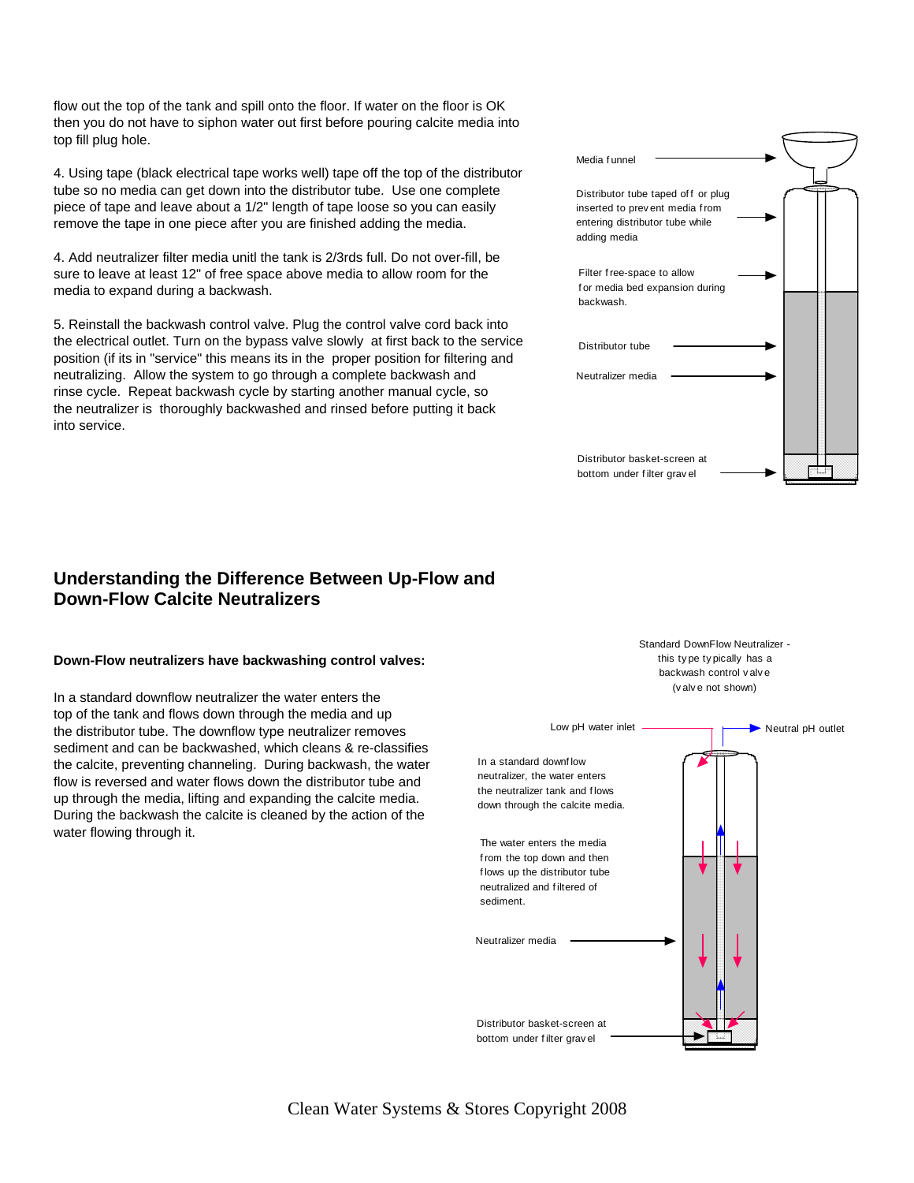flow out the top of the tank and spill onto the floor. If water on the floor is OK then you do not have to siphon water out first before pouring calcite media into top fill plug hole.

4. Using tape (black electrical tape works well) tape off the top of the distributor tube so no media can get down into the distributor tube. Use one complete piece of tape and leave about a 1/2" length of tape loose so you can easily remove the tape in one piece after you are finished adding the media.

4. Add neutralizer filter media unitl the tank is 2/3rds full. Do not over-fill, be sure to leave at least 12" of free space above media to allow room for the media to expand during a backwash.

5. Reinstall the backwash control valve. Plug the control valve cord back into the electrical outlet. Turn on the bypass valve slowly at first back to the service position (if its in "service" this means its in the proper position for filtering and neutralizing. Allow the system to go through a complete backwash and rinse cycle. Repeat backwash cycle by starting another manual cycle, so the neutralizer is thoroughly backwashed and rinsed before putting it back into service.

Media funnel

Distributor tube taped off or plug inserted to prevent media from entering distributor tube while adding media

Filter free-space to allow for media bed expansion during backwash.

Distributor tube

Neutralizer media

Distributor basket-screen at bottom under filter gravel

## Understanding the Difference Between Up-Flow and Down-Flow Calcite Neutralizers

**Down-Flow neutralizers have backwashing control valves:**

In a standard downflow neutralizer the water enters the top of the tank and flows down through the media and up the distributor tube. The downflow type neutralizer removes sediment and can be backwashed, which cleans & re-classifies the calcite, preventing channeling. During backwash, the water flow is reversed and water flows down the distributor tube and up through the media, lifting and expanding the calcite media. During the backwash the calcite is cleaned by the action of the water flowing through it.

Standard DownFlow Neutralizer - this type typically has a backwash control valve (valve not shown)

Low pH water inlet

Neutral pH outlet

In a standard downflow neutralizer, the water enters the neutralizer tank and flows down through the calcite media.

The water enters the media from the top down and then flows up the distributor tube neutralized and filtered of sediment.

Neutralizer media

Distributor basket-screen at bottom under filter gravel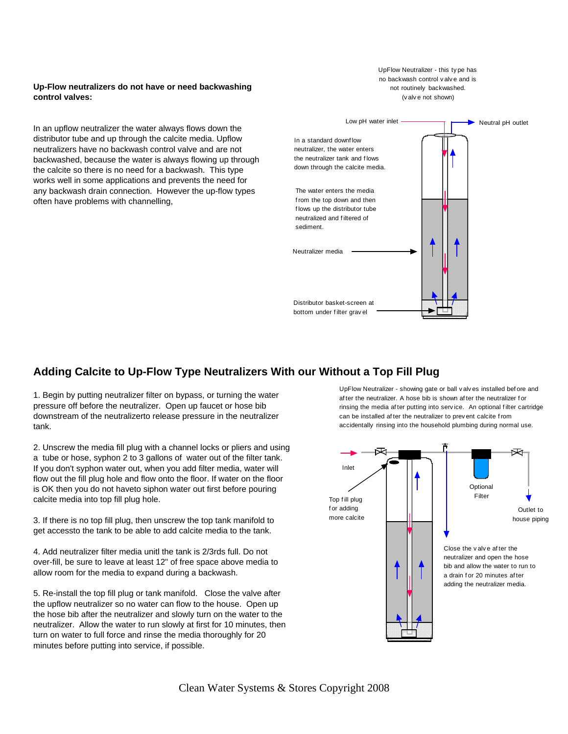**Up-Flow neutralizers do not have or need backwashing control valves:**

In an upflow neutralizer the water always flows down the distributor tube and up through the calcite media. Upflow neutralizers have no backwash control valve and are not backwashed, because the water is always flowing up through the calcite so there is no need for a backwash. This type works well in some applications and prevents the need for any backwash drain connection. However the up-flow types often have problems with channelling,

UpFlow Neutralizer - this type has no backwash control valve and is not routinely backwashed. (valve not shown)

Low pH water inlet

Neutral pH outlet

In a standard downflow neutralizer, the water enters the neutralizer tank and flows down through the calcite media.

The water enters the media from the top down and then flows up the distributor tube neutralized and filtered of sediment.

Neutralizer media

Distributor basket-screen at bottom under filter gravel

## Adding Calcite to Up-Flow Type Neutralizers With our Without a Top Fill Plug

1. Begin by putting neutralizer filter on bypass, or turning the water pressure off before the neutralizer. Open up faucet or hose bib downstream of the neutralizerto release pressure in the neutralizer tank.

2. Unscrew the media fill plug with a channel locks or pliers and using a tube or hose, syphon 2 to 3 gallons of water out of the filter tank. If you don't syphon water out, when you add filter media, water will flow out the fill plug hole and flow onto the floor. If water on the floor is OK then you do not haveto siphon water out first before pouring calcite media into top fill plug hole.

3. If there is no top fill plug, then unscrew the top tank manifold to get accessto the tank to be able to add calcite media to the tank.

4. Add neutralizer filter media unitl the tank is 2/3rds full. Do not over-fill, be sure to leave at least 12" of free space above media to allow room for the media to expand during a backwash.

5. Re-install the top fill plug or tank manifold. Close the valve after the upflow neutralizer so no water can flow to the house. Open up the hose bib after the neutralizer and slowly turn on the water to the neutralizer. Allow the water to run slowly at first for 10 minutes, then turn on water to full force and rinse the media thoroughly for 20 minutes before putting into service, if possible.

UpFlow Neutralizer - showing gate or ball valves installed before and after the neutralizer. A hose bib is shown after the neutralizer for rinsing the media after putting into service. An optional filter cartridge can be installed after the neutralizer to prevent calcite from accidentally rinsing into the household plumbing during normal use.

Inlet

Top fill plug for adding more calcite

Optional Filter

Outlet to house piping

Close the valve after the neutralizer and open the hose bib and allow the water to run to a drain for 20 minutes after adding the neutralizer media.

Clean Water Systems & Stores Copyright 2008